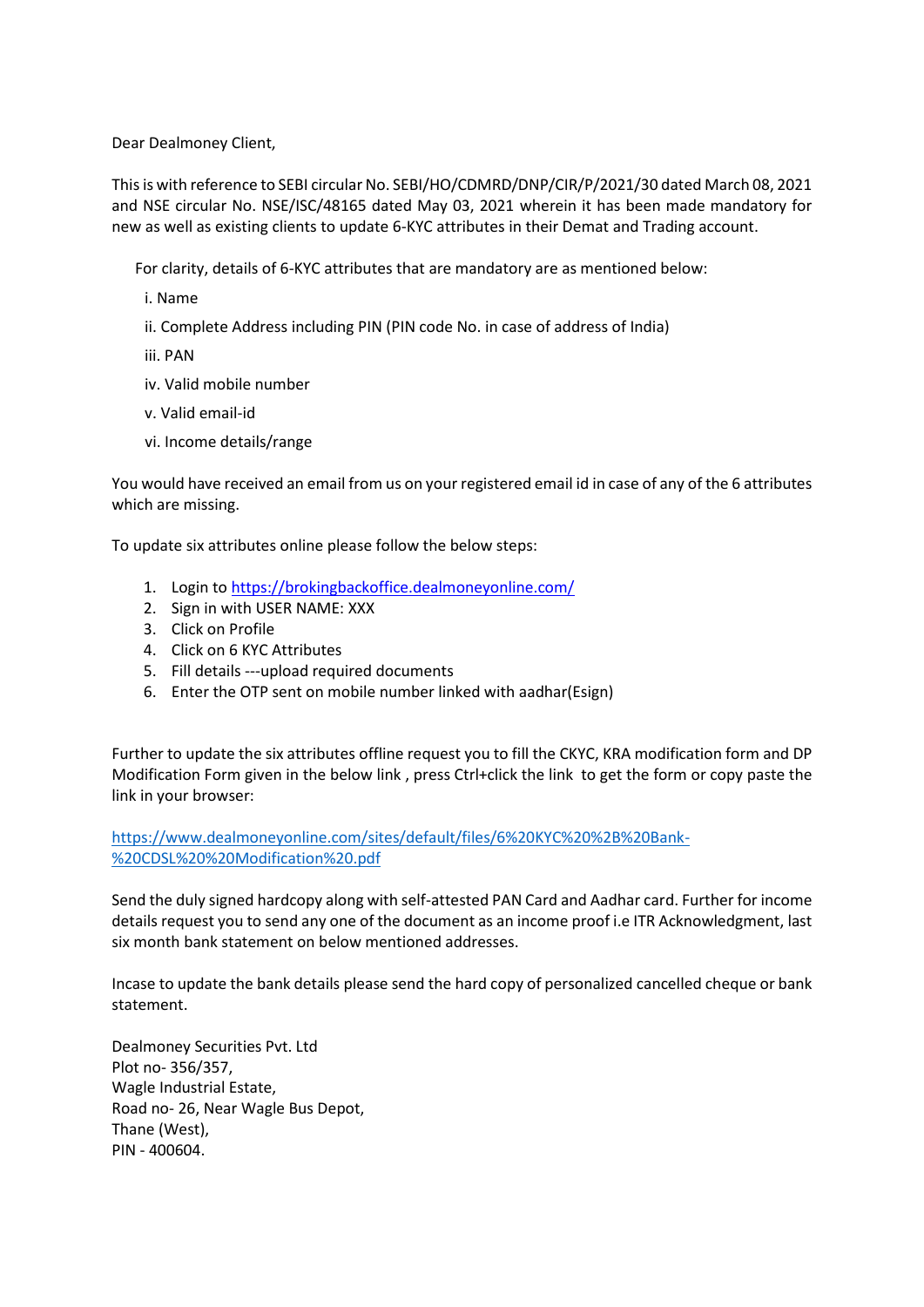Dear Dealmoney Client,

This is with reference to SEBI circular No. SEBI/HO/CDMRD/DNP/CIR/P/2021/30 dated March 08, 2021 and NSE circular No. NSE/ISC/48165 dated May 03, 2021 wherein it has been made mandatory for new as well as existing clients to update 6-KYC attributes in their Demat and Trading account.

For clarity, details of 6-KYC attributes that are mandatory are as mentioned below:

i. Name

ii. Complete Address including PIN (PIN code No. in case of address of India)

iii. PAN

iv. Valid mobile number

v. Valid email-id

vi. Income details/range

You would have received an email from us on your registered email id in case of any of the 6 attributes which are missing.

To update six attributes online please follow the below steps:

1. Login to https://brokingbackoffice.dealmoneyonline.com/
2. Sign in with USER NAME: XXX
3. Click on Profile
4. Click on 6 KYC Attributes
5. Fill details ---upload required documents
6. Enter the OTP sent on mobile number linked with aadhar(Esign)

Further to update the six attributes offline request you to fill the CKYC, KRA modification form and DP Modification Form given in the below link , press Ctrl+click the link to get the form or copy paste the link in your browser:

https://www.dealmoneyonline.com/sites/default/files/6%20KYC%20%2B%20Bank-%20CDSL%20%20Modification%20.pdf

Send the duly signed hardcopy along with self-attested PAN Card and Aadhar card. Further for income details request you to send any one of the document as an income proof i.e ITR Acknowledgment, last six month bank statement on below mentioned addresses.

Incase to update the bank details please send the hard copy of personalized cancelled cheque or bank statement.

Dealmoney Securities Pvt. Ltd  
Plot no- 356/357,  
Wagle Industrial Estate,  
Road no- 26, Near Wagle Bus Depot,  
Thane (West),  
PIN - 400604.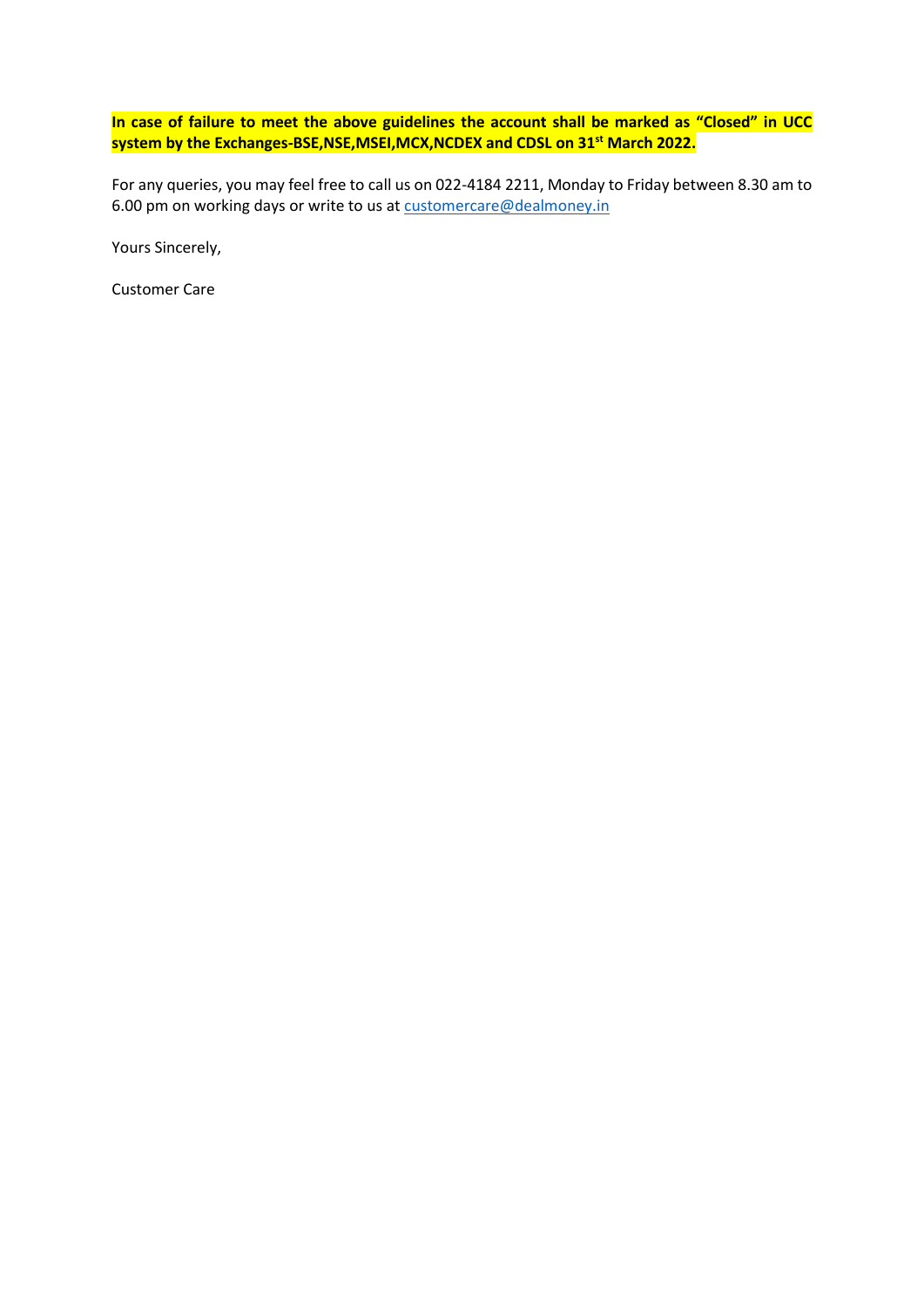**In case of failure to meet the above guidelines the account shall be marked as "Closed" in UCC system by the Exchanges-BSE,NSE,MSEI,MCX,NCDEX and CDSL on 31st March 2022.**

For any queries, you may feel free to call us on 022-4184 2211, Monday to Friday between 8.30 am to 6.00 pm on working days or write to us at customercare@dealmoney.in

Yours Sincerely,

Customer Care